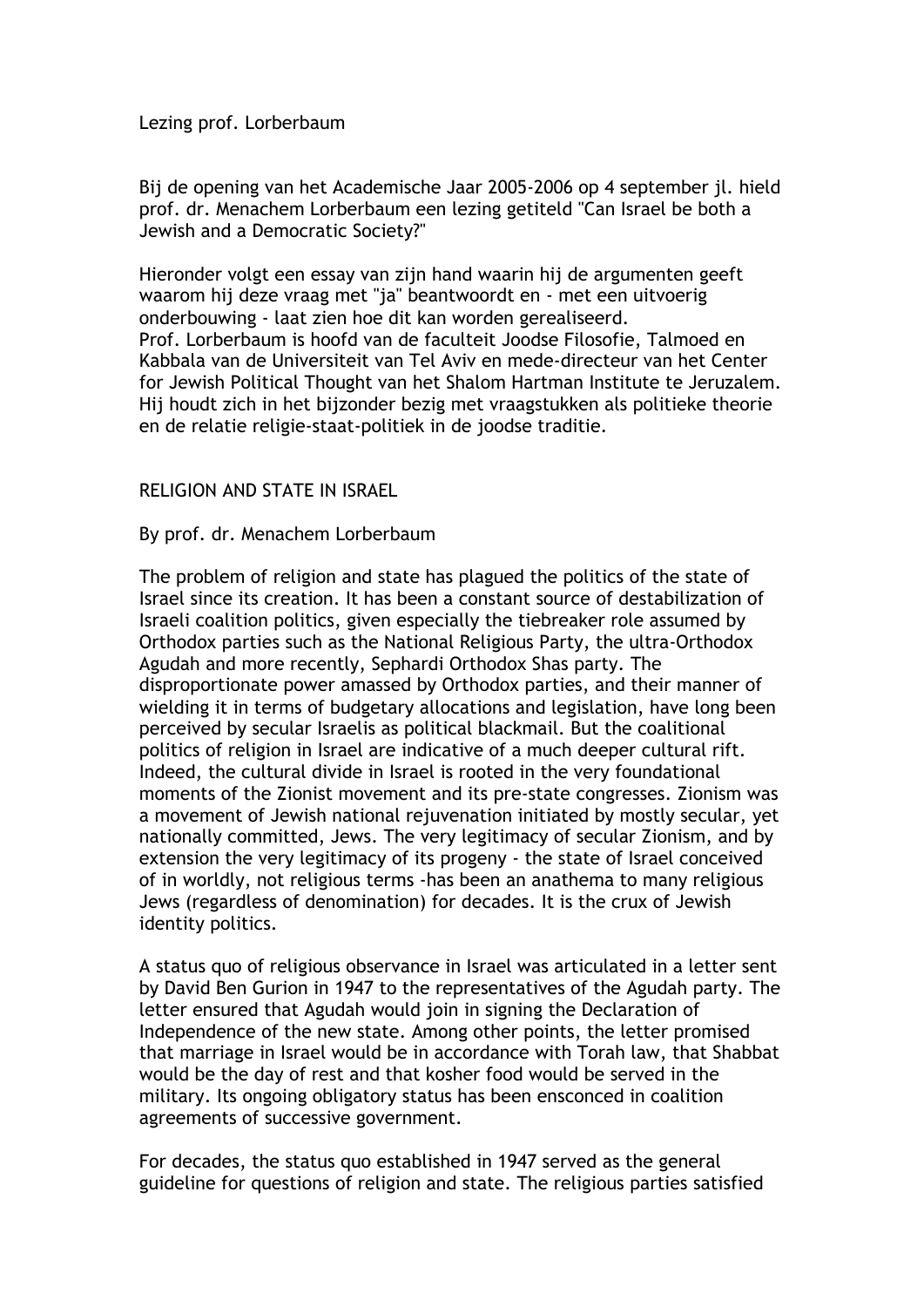Lezing prof. Lorberbaum

Bij de opening van het Academische Jaar 2005-2006 op 4 september jl. hield prof. dr. Menachem Lorberbaum een lezing getiteld "Can Israel be both a Jewish and a Democratic Society?"

Hieronder volgt een essay van zijn hand waarin hij de argumenten geeft waarom hij deze vraag met "ja" beantwoordt en - met een uitvoerig onderbouwing - laat zien hoe dit kan worden gerealiseerd.
Prof. Lorberbaum is hoofd van de faculteit Joodse Filosofie, Talmoed en Kabbala van de Universiteit van Tel Aviv en mede-directeur van het Center for Jewish Political Thought van het Shalom Hartman Institute te Jeruzalem. Hij houdt zich in het bijzonder bezig met vraagstukken als politieke theorie en de relatie religie-staat-politiek in de joodse traditie.

## RELIGION AND STATE IN ISRAEL

By prof. dr. Menachem Lorberbaum

The problem of religion and state has plagued the politics of the state of Israel since its creation. It has been a constant source of destabilization of Israeli coalition politics, given especially the tiebreaker role assumed by Orthodox parties such as the National Religious Party, the ultra-Orthodox Agudah and more recently, Sephardi Orthodox Shas party. The disproportionate power amassed by Orthodox parties, and their manner of wielding it in terms of budgetary allocations and legislation, have long been perceived by secular Israelis as political blackmail. But the coalitional politics of religion in Israel are indicative of a much deeper cultural rift. Indeed, the cultural divide in Israel is rooted in the very foundational moments of the Zionist movement and its pre-state congresses. Zionism was a movement of Jewish national rejuvenation initiated by mostly secular, yet nationally committed, Jews. The very legitimacy of secular Zionism, and by extension the very legitimacy of its progeny - the state of Israel conceived of in worldly, not religious terms -has been an anathema to many religious Jews (regardless of denomination) for decades. It is the crux of Jewish identity politics.

A status quo of religious observance in Israel was articulated in a letter sent by David Ben Gurion in 1947 to the representatives of the Agudah party. The letter ensured that Agudah would join in signing the Declaration of Independence of the new state. Among other points, the letter promised that marriage in Israel would be in accordance with Torah law, that Shabbat would be the day of rest and that kosher food would be served in the military. Its ongoing obligatory status has been ensconced in coalition agreements of successive government.

For decades, the status quo established in 1947 served as the general guideline for questions of religion and state. The religious parties satisfied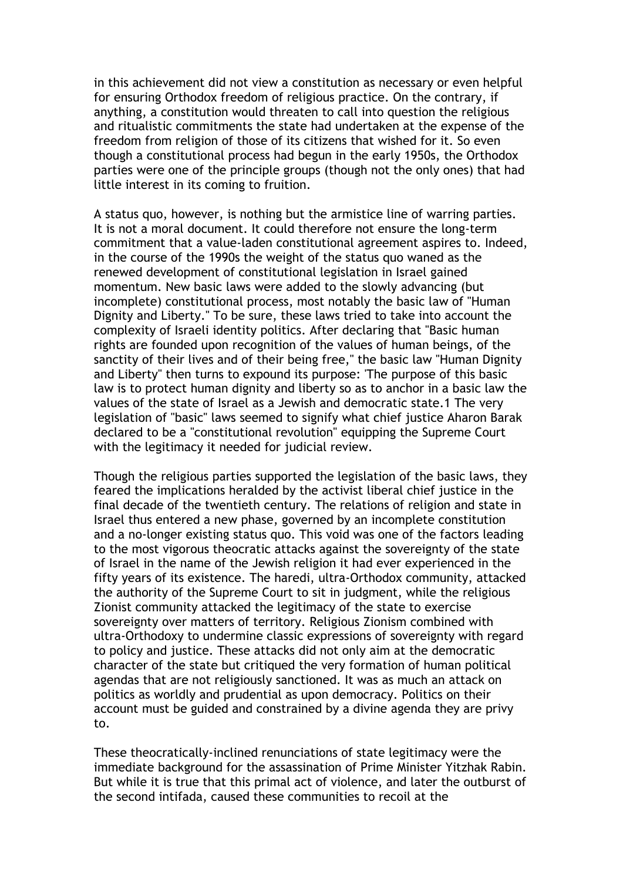in this achievement did not view a constitution as necessary or even helpful for ensuring Orthodox freedom of religious practice. On the contrary, if anything, a constitution would threaten to call into question the religious and ritualistic commitments the state had undertaken at the expense of the freedom from religion of those of its citizens that wished for it. So even though a constitutional process had begun in the early 1950s, the Orthodox parties were one of the principle groups (though not the only ones) that had little interest in its coming to fruition.

A status quo, however, is nothing but the armistice line of warring parties. It is not a moral document. It could therefore not ensure the long-term commitment that a value-laden constitutional agreement aspires to. Indeed, in the course of the 1990s the weight of the status quo waned as the renewed development of constitutional legislation in Israel gained momentum. New basic laws were added to the slowly advancing (but incomplete) constitutional process, most notably the basic law of "Human Dignity and Liberty." To be sure, these laws tried to take into account the complexity of Israeli identity politics. After declaring that "Basic human rights are founded upon recognition of the values of human beings, of the sanctity of their lives and of their being free," the basic law "Human Dignity and Liberty" then turns to expound its purpose: 'The purpose of this basic law is to protect human dignity and liberty so as to anchor in a basic law the values of the state of Israel as a Jewish and democratic state.1 The very legislation of "basic" laws seemed to signify what chief justice Aharon Barak declared to be a "constitutional revolution" equipping the Supreme Court with the legitimacy it needed for judicial review.

Though the religious parties supported the legislation of the basic laws, they feared the implications heralded by the activist liberal chief justice in the final decade of the twentieth century. The relations of religion and state in Israel thus entered a new phase, governed by an incomplete constitution and a no-longer existing status quo. This void was one of the factors leading to the most vigorous theocratic attacks against the sovereignty of the state of Israel in the name of the Jewish religion it had ever experienced in the fifty years of its existence. The haredi, ultra-Orthodox community, attacked the authority of the Supreme Court to sit in judgment, while the religious Zionist community attacked the legitimacy of the state to exercise sovereignty over matters of territory. Religious Zionism combined with ultra-Orthodoxy to undermine classic expressions of sovereignty with regard to policy and justice. These attacks did not only aim at the democratic character of the state but critiqued the very formation of human political agendas that are not religiously sanctioned. It was as much an attack on politics as worldly and prudential as upon democracy. Politics on their account must be guided and constrained by a divine agenda they are privy to.

These theocratically-inclined renunciations of state legitimacy were the immediate background for the assassination of Prime Minister Yitzhak Rabin. But while it is true that this primal act of violence, and later the outburst of the second intifada, caused these communities to recoil at the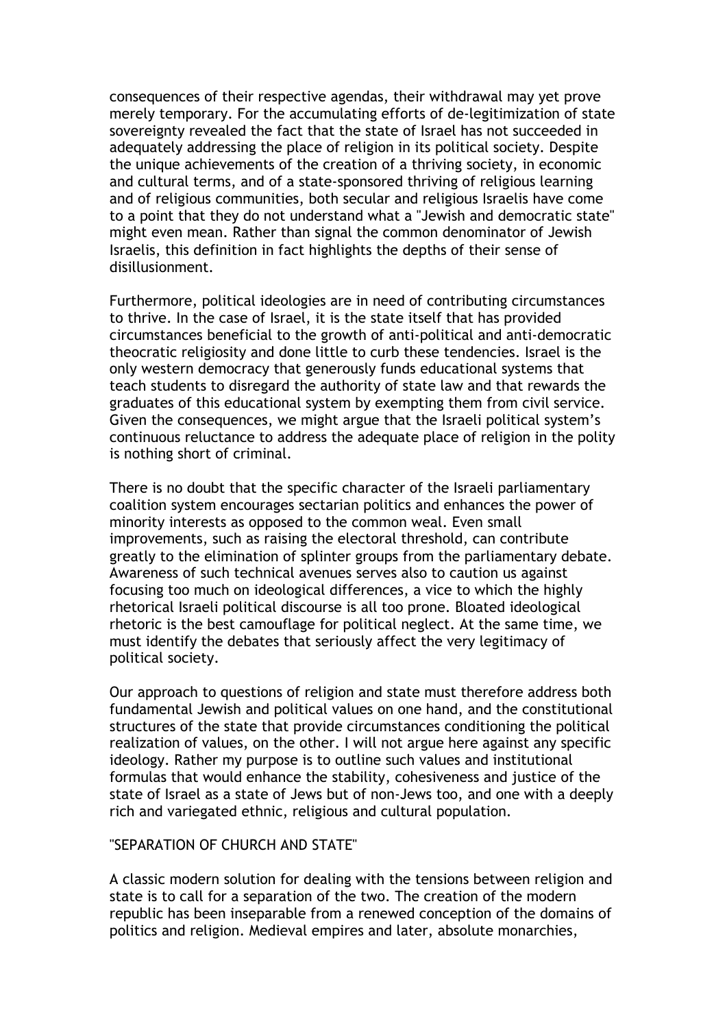consequences of their respective agendas, their withdrawal may yet prove merely temporary. For the accumulating efforts of de-legitimization of state sovereignty revealed the fact that the state of Israel has not succeeded in adequately addressing the place of religion in its political society. Despite the unique achievements of the creation of a thriving society, in economic and cultural terms, and of a state-sponsored thriving of religious learning and of religious communities, both secular and religious Israelis have come to a point that they do not understand what a "Jewish and democratic state" might even mean. Rather than signal the common denominator of Jewish Israelis, this definition in fact highlights the depths of their sense of disillusionment.

Furthermore, political ideologies are in need of contributing circumstances to thrive. In the case of Israel, it is the state itself that has provided circumstances beneficial to the growth of anti-political and anti-democratic theocratic religiosity and done little to curb these tendencies. Israel is the only western democracy that generously funds educational systems that teach students to disregard the authority of state law and that rewards the graduates of this educational system by exempting them from civil service. Given the consequences, we might argue that the Israeli political system's continuous reluctance to address the adequate place of religion in the polity is nothing short of criminal.

There is no doubt that the specific character of the Israeli parliamentary coalition system encourages sectarian politics and enhances the power of minority interests as opposed to the common weal. Even small improvements, such as raising the electoral threshold, can contribute greatly to the elimination of splinter groups from the parliamentary debate. Awareness of such technical avenues serves also to caution us against focusing too much on ideological differences, a vice to which the highly rhetorical Israeli political discourse is all too prone. Bloated ideological rhetoric is the best camouflage for political neglect. At the same time, we must identify the debates that seriously affect the very legitimacy of political society.

Our approach to questions of religion and state must therefore address both fundamental Jewish and political values on one hand, and the constitutional structures of the state that provide circumstances conditioning the political realization of values, on the other. I will not argue here against any specific ideology. Rather my purpose is to outline such values and institutional formulas that would enhance the stability, cohesiveness and justice of the state of Israel as a state of Jews but of non-Jews too, and one with a deeply rich and variegated ethnic, religious and cultural population.

## "SEPARATION OF CHURCH AND STATE"

A classic modern solution for dealing with the tensions between religion and state is to call for a separation of the two. The creation of the modern republic has been inseparable from a renewed conception of the domains of politics and religion. Medieval empires and later, absolute monarchies,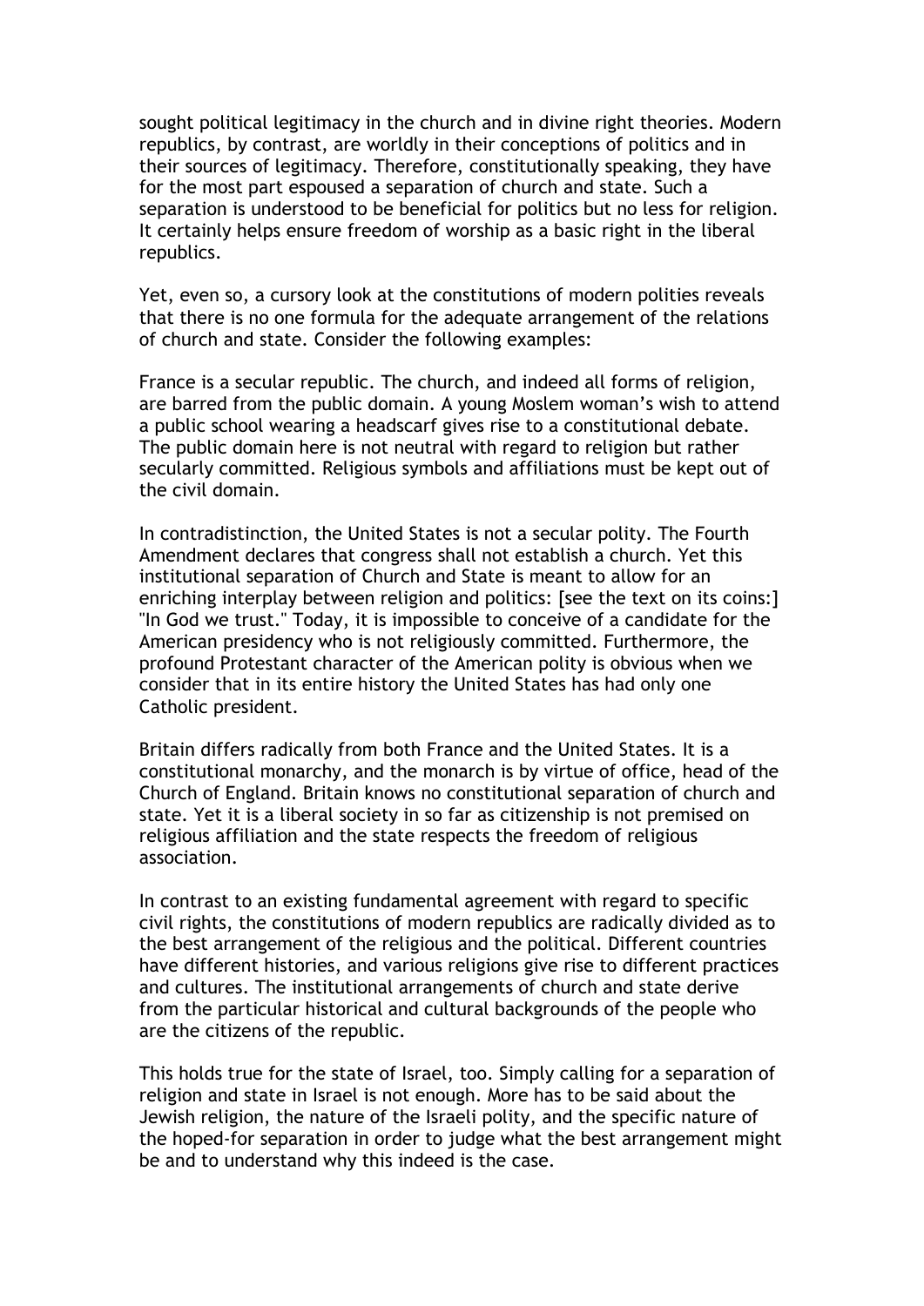sought political legitimacy in the church and in divine right theories. Modern republics, by contrast, are worldly in their conceptions of politics and in their sources of legitimacy. Therefore, constitutionally speaking, they have for the most part espoused a separation of church and state. Such a separation is understood to be beneficial for politics but no less for religion. It certainly helps ensure freedom of worship as a basic right in the liberal republics.

Yet, even so, a cursory look at the constitutions of modern polities reveals that there is no one formula for the adequate arrangement of the relations of church and state. Consider the following examples:

France is a secular republic. The church, and indeed all forms of religion, are barred from the public domain. A young Moslem woman's wish to attend a public school wearing a headscarf gives rise to a constitutional debate. The public domain here is not neutral with regard to religion but rather secularly committed. Religious symbols and affiliations must be kept out of the civil domain.

In contradistinction, the United States is not a secular polity. The Fourth Amendment declares that congress shall not establish a church. Yet this institutional separation of Church and State is meant to allow for an enriching interplay between religion and politics: [see the text on its coins:] "In God we trust." Today, it is impossible to conceive of a candidate for the American presidency who is not religiously committed. Furthermore, the profound Protestant character of the American polity is obvious when we consider that in its entire history the United States has had only one Catholic president.

Britain differs radically from both France and the United States. It is a constitutional monarchy, and the monarch is by virtue of office, head of the Church of England. Britain knows no constitutional separation of church and state. Yet it is a liberal society in so far as citizenship is not premised on religious affiliation and the state respects the freedom of religious association.

In contrast to an existing fundamental agreement with regard to specific civil rights, the constitutions of modern republics are radically divided as to the best arrangement of the religious and the political. Different countries have different histories, and various religions give rise to different practices and cultures. The institutional arrangements of church and state derive from the particular historical and cultural backgrounds of the people who are the citizens of the republic.

This holds true for the state of Israel, too. Simply calling for a separation of religion and state in Israel is not enough. More has to be said about the Jewish religion, the nature of the Israeli polity, and the specific nature of the hoped-for separation in order to judge what the best arrangement might be and to understand why this indeed is the case.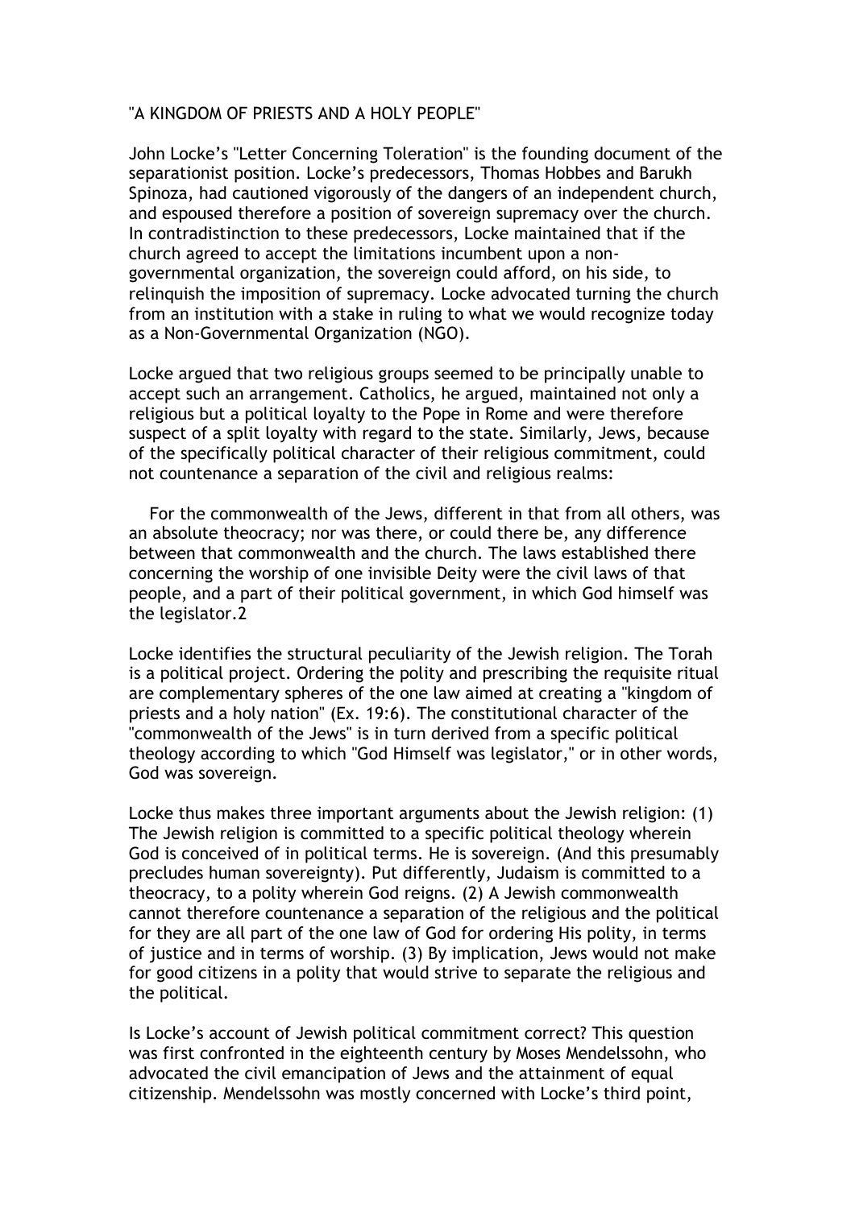"A KINGDOM OF PRIESTS AND A HOLY PEOPLE"

John Locke's "Letter Concerning Toleration" is the founding document of the separationist position. Locke's predecessors, Thomas Hobbes and Barukh Spinoza, had cautioned vigorously of the dangers of an independent church, and espoused therefore a position of sovereign supremacy over the church. In contradistinction to these predecessors, Locke maintained that if the church agreed to accept the limitations incumbent upon a non-governmental organization, the sovereign could afford, on his side, to relinquish the imposition of supremacy. Locke advocated turning the church from an institution with a stake in ruling to what we would recognize today as a Non-Governmental Organization (NGO).

Locke argued that two religious groups seemed to be principally unable to accept such an arrangement. Catholics, he argued, maintained not only a religious but a political loyalty to the Pope in Rome and were therefore suspect of a split loyalty with regard to the state. Similarly, Jews, because of the specifically political character of their religious commitment, could not countenance a separation of the civil and religious realms:

> For the commonwealth of the Jews, different in that from all others, was an absolute theocracy; nor was there, or could there be, any difference between that commonwealth and the church. The laws established there concerning the worship of one invisible Deity were the civil laws of that people, and a part of their political government, in which God himself was the legislator.[2]

Locke identifies the structural peculiarity of the Jewish religion. The Torah is a political project. Ordering the polity and prescribing the requisite ritual are complementary spheres of the one law aimed at creating a "kingdom of priests and a holy nation" (Ex. 19:6). The constitutional character of the "commonwealth of the Jews" is in turn derived from a specific political theology according to which "God Himself was legislator," or in other words, God was sovereign.

Locke thus makes three important arguments about the Jewish religion: (1) The Jewish religion is committed to a specific political theology wherein God is conceived of in political terms. He is sovereign. (And this presumably precludes human sovereignty). Put differently, Judaism is committed to a theocracy, to a polity wherein God reigns. (2) A Jewish commonwealth cannot therefore countenance a separation of the religious and the political for they are all part of the one law of God for ordering His polity, in terms of justice and in terms of worship. (3) By implication, Jews would not make for good citizens in a polity that would strive to separate the religious and the political.

Is Locke's account of Jewish political commitment correct? This question was first confronted in the eighteenth century by Moses Mendelssohn, who advocated the civil emancipation of Jews and the attainment of equal citizenship. Mendelssohn was mostly concerned with Locke's third point,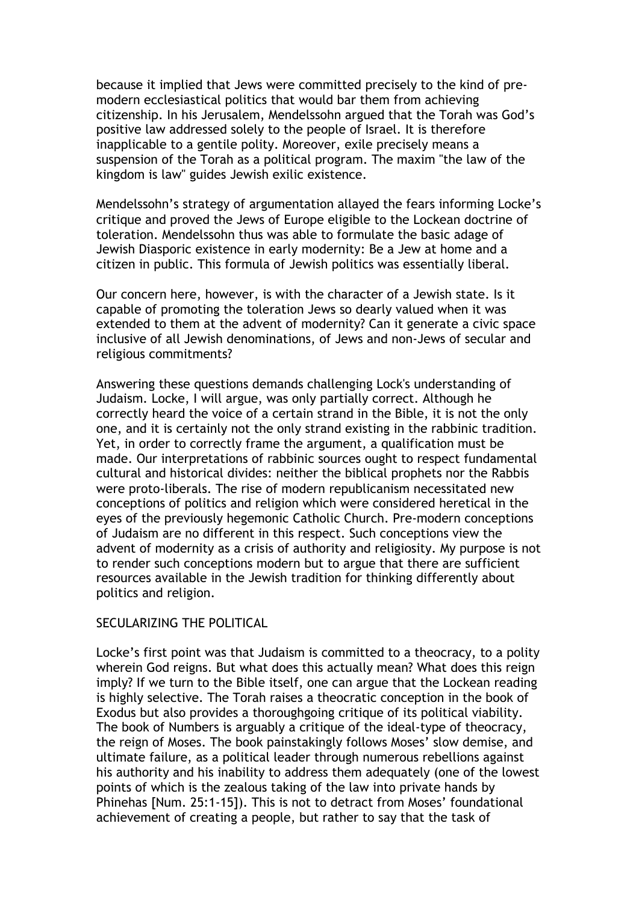because it implied that Jews were committed precisely to the kind of pre-modern ecclesiastical politics that would bar them from achieving citizenship. In his Jerusalem, Mendelssohn argued that the Torah was God's positive law addressed solely to the people of Israel. It is therefore inapplicable to a gentile polity. Moreover, exile precisely means a suspension of the Torah as a political program. The maxim "the law of the kingdom is law" guides Jewish exilic existence.

Mendelssohn's strategy of argumentation allayed the fears informing Locke's critique and proved the Jews of Europe eligible to the Lockean doctrine of toleration. Mendelssohn thus was able to formulate the basic adage of Jewish Diasporic existence in early modernity: Be a Jew at home and a citizen in public. This formula of Jewish politics was essentially liberal.

Our concern here, however, is with the character of a Jewish state. Is it capable of promoting the toleration Jews so dearly valued when it was extended to them at the advent of modernity? Can it generate a civic space inclusive of all Jewish denominations, of Jews and non-Jews of secular and religious commitments?

Answering these questions demands challenging Lock's understanding of Judaism. Locke, I will argue, was only partially correct. Although he correctly heard the voice of a certain strand in the Bible, it is not the only one, and it is certainly not the only strand existing in the rabbinic tradition. Yet, in order to correctly frame the argument, a qualification must be made. Our interpretations of rabbinic sources ought to respect fundamental cultural and historical divides: neither the biblical prophets nor the Rabbis were proto-liberals. The rise of modern republicanism necessitated new conceptions of politics and religion which were considered heretical in the eyes of the previously hegemonic Catholic Church. Pre-modern conceptions of Judaism are no different in this respect. Such conceptions view the advent of modernity as a crisis of authority and religiosity. My purpose is not to render such conceptions modern but to argue that there are sufficient resources available in the Jewish tradition for thinking differently about politics and religion.

## SECULARIZING THE POLITICAL

Locke's first point was that Judaism is committed to a theocracy, to a polity wherein God reigns. But what does this actually mean? What does this reign imply? If we turn to the Bible itself, one can argue that the Lockean reading is highly selective. The Torah raises a theocratic conception in the book of Exodus but also provides a thoroughgoing critique of its political viability. The book of Numbers is arguably a critique of the ideal-type of theocracy, the reign of Moses. The book painstakingly follows Moses' slow demise, and ultimate failure, as a political leader through numerous rebellions against his authority and his inability to address them adequately (one of the lowest points of which is the zealous taking of the law into private hands by Phinehas [Num. 25:1-15]). This is not to detract from Moses' foundational achievement of creating a people, but rather to say that the task of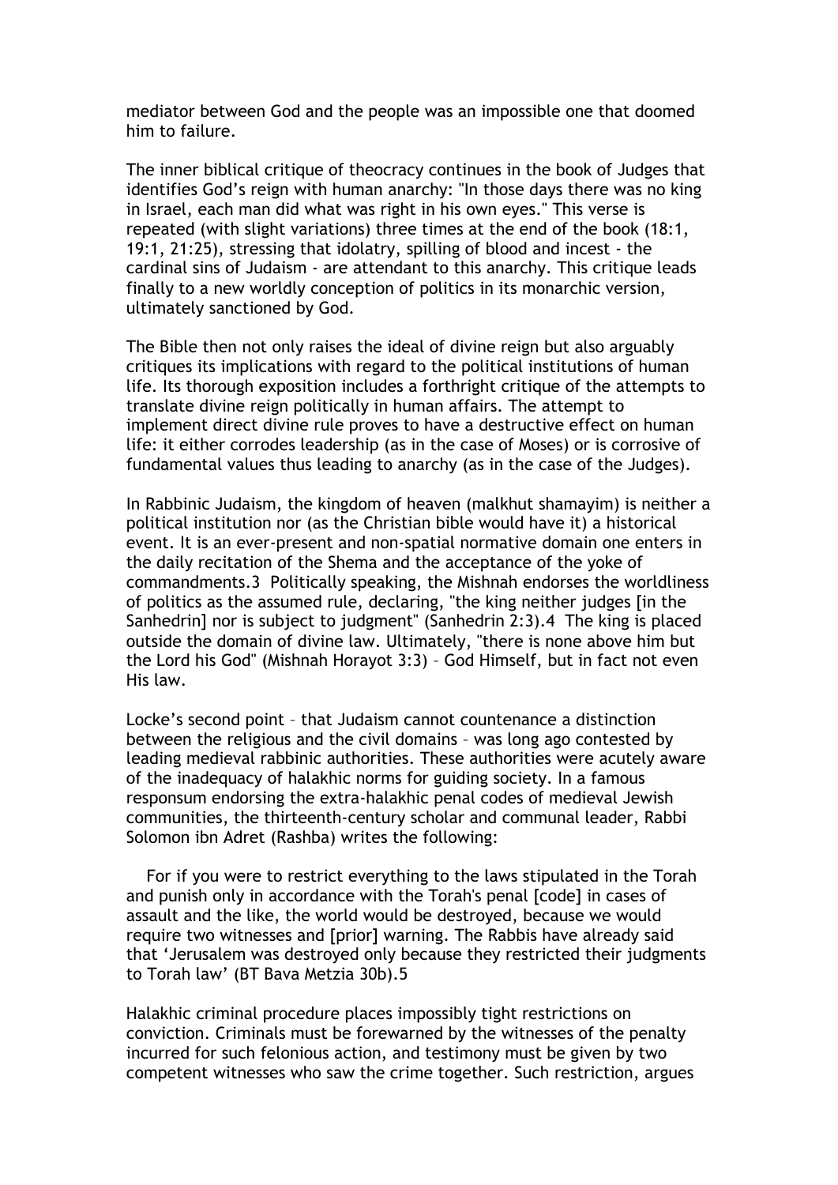mediator between God and the people was an impossible one that doomed him to failure.

The inner biblical critique of theocracy continues in the book of Judges that identifies God's reign with human anarchy: "In those days there was no king in Israel, each man did what was right in his own eyes." This verse is repeated (with slight variations) three times at the end of the book (18:1, 19:1, 21:25), stressing that idolatry, spilling of blood and incest - the cardinal sins of Judaism - are attendant to this anarchy. This critique leads finally to a new worldly conception of politics in its monarchic version, ultimately sanctioned by God.

The Bible then not only raises the ideal of divine reign but also arguably critiques its implications with regard to the political institutions of human life. Its thorough exposition includes a forthright critique of the attempts to translate divine reign politically in human affairs. The attempt to implement direct divine rule proves to have a destructive effect on human life: it either corrodes leadership (as in the case of Moses) or is corrosive of fundamental values thus leading to anarchy (as in the case of the Judges).

In Rabbinic Judaism, the kingdom of heaven (malkhut shamayim) is neither a political institution nor (as the Christian bible would have it) a historical event. It is an ever-present and non-spatial normative domain one enters in the daily recitation of the Shema and the acceptance of the yoke of commandments.[3] Politically speaking, the Mishnah endorses the worldliness of politics as the assumed rule, declaring, "the king neither judges [in the Sanhedrin] nor is subject to judgment" (Sanhedrin 2:3).[4] The king is placed outside the domain of divine law. Ultimately, "there is none above him but the Lord his God" (Mishnah Horayot 3:3) – God Himself, but in fact not even His law.

Locke's second point – that Judaism cannot countenance a distinction between the religious and the civil domains – was long ago contested by leading medieval rabbinic authorities. These authorities were acutely aware of the inadequacy of halakhic norms for guiding society. In a famous responsum endorsing the extra-halakhic penal codes of medieval Jewish communities, the thirteenth-century scholar and communal leader, Rabbi Solomon ibn Adret (Rashba) writes the following:

> For if you were to restrict everything to the laws stipulated in the Torah and punish only in accordance with the Torah's penal [code] in cases of assault and the like, the world would be destroyed, because we would require two witnesses and [prior] warning. The Rabbis have already said that 'Jerusalem was destroyed only because they restricted their judgments to Torah law' (BT Bava Metzia 30b).[5]

Halakhic criminal procedure places impossibly tight restrictions on conviction. Criminals must be forewarned by the witnesses of the penalty incurred for such felonious action, and testimony must be given by two competent witnesses who saw the crime together. Such restriction, argues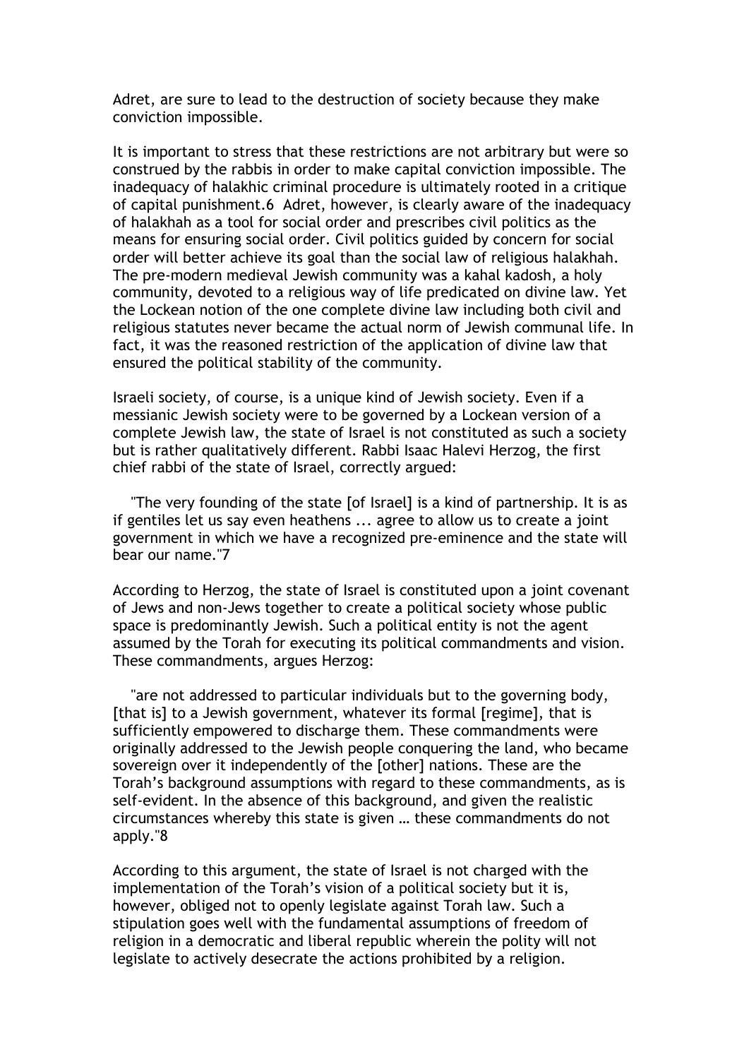Adret, are sure to lead to the destruction of society because they make conviction impossible.

It is important to stress that these restrictions are not arbitrary but were so construed by the rabbis in order to make capital conviction impossible. The inadequacy of halakhic criminal procedure is ultimately rooted in a critique of capital punishment.6 Adret, however, is clearly aware of the inadequacy of halakhah as a tool for social order and prescribes civil politics as the means for ensuring social order. Civil politics guided by concern for social order will better achieve its goal than the social law of religious halakhah. The pre-modern medieval Jewish community was a kahal kadosh, a holy community, devoted to a religious way of life predicated on divine law. Yet the Lockean notion of the one complete divine law including both civil and religious statutes never became the actual norm of Jewish communal life. In fact, it was the reasoned restriction of the application of divine law that ensured the political stability of the community.

Israeli society, of course, is a unique kind of Jewish society. Even if a messianic Jewish society were to be governed by a Lockean version of a complete Jewish law, the state of Israel is not constituted as such a society but is rather qualitatively different. Rabbi Isaac Halevi Herzog, the first chief rabbi of the state of Israel, correctly argued:

> "The very founding of the state [of Israel] is a kind of partnership. It is as if gentiles let us say even heathens ... agree to allow us to create a joint government in which we have a recognized pre-eminence and the state will bear our name."7

According to Herzog, the state of Israel is constituted upon a joint covenant of Jews and non-Jews together to create a political society whose public space is predominantly Jewish. Such a political entity is not the agent assumed by the Torah for executing its political commandments and vision. These commandments, argues Herzog:

> "are not addressed to particular individuals but to the governing body, [that is] to a Jewish government, whatever its formal [regime], that is sufficiently empowered to discharge them. These commandments were originally addressed to the Jewish people conquering the land, who became sovereign over it independently of the [other] nations. These are the Torah's background assumptions with regard to these commandments, as is self-evident. In the absence of this background, and given the realistic circumstances whereby this state is given … these commandments do not apply."8

According to this argument, the state of Israel is not charged with the implementation of the Torah's vision of a political society but it is, however, obliged not to openly legislate against Torah law. Such a stipulation goes well with the fundamental assumptions of freedom of religion in a democratic and liberal republic wherein the polity will not legislate to actively desecrate the actions prohibited by a religion.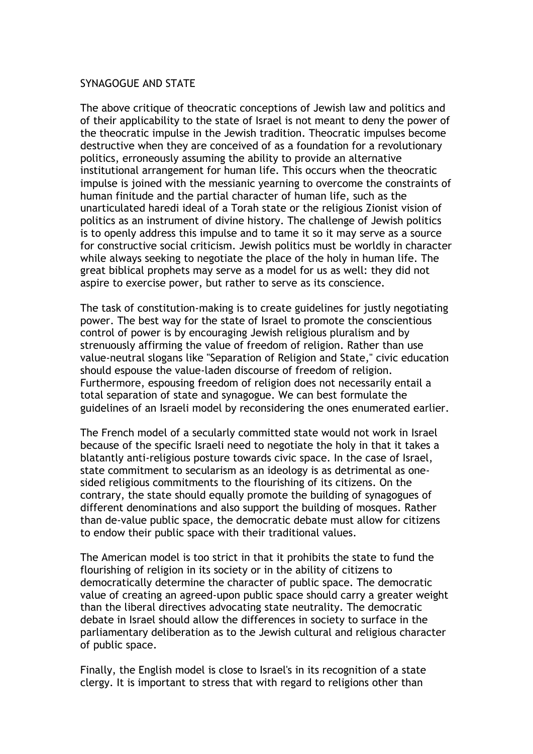## SYNAGOGUE AND STATE

The above critique of theocratic conceptions of Jewish law and politics and of their applicability to the state of Israel is not meant to deny the power of the theocratic impulse in the Jewish tradition. Theocratic impulses become destructive when they are conceived of as a foundation for a revolutionary politics, erroneously assuming the ability to provide an alternative institutional arrangement for human life. This occurs when the theocratic impulse is joined with the messianic yearning to overcome the constraints of human finitude and the partial character of human life, such as the unarticulated haredi ideal of a Torah state or the religious Zionist vision of politics as an instrument of divine history. The challenge of Jewish politics is to openly address this impulse and to tame it so it may serve as a source for constructive social criticism. Jewish politics must be worldly in character while always seeking to negotiate the place of the holy in human life. The great biblical prophets may serve as a model for us as well: they did not aspire to exercise power, but rather to serve as its conscience.

The task of constitution-making is to create guidelines for justly negotiating power. The best way for the state of Israel to promote the conscientious control of power is by encouraging Jewish religious pluralism and by strenuously affirming the value of freedom of religion. Rather than use value-neutral slogans like "Separation of Religion and State," civic education should espouse the value-laden discourse of freedom of religion. Furthermore, espousing freedom of religion does not necessarily entail a total separation of state and synagogue. We can best formulate the guidelines of an Israeli model by reconsidering the ones enumerated earlier.

The French model of a secularly committed state would not work in Israel because of the specific Israeli need to negotiate the holy in that it takes a blatantly anti-religious posture towards civic space. In the case of Israel, state commitment to secularism as an ideology is as detrimental as one-sided religious commitments to the flourishing of its citizens. On the contrary, the state should equally promote the building of synagogues of different denominations and also support the building of mosques. Rather than de-value public space, the democratic debate must allow for citizens to endow their public space with their traditional values.

The American model is too strict in that it prohibits the state to fund the flourishing of religion in its society or in the ability of citizens to democratically determine the character of public space. The democratic value of creating an agreed-upon public space should carry a greater weight than the liberal directives advocating state neutrality. The democratic debate in Israel should allow the differences in society to surface in the parliamentary deliberation as to the Jewish cultural and religious character of public space.

Finally, the English model is close to Israel's in its recognition of a state clergy. It is important to stress that with regard to religions other than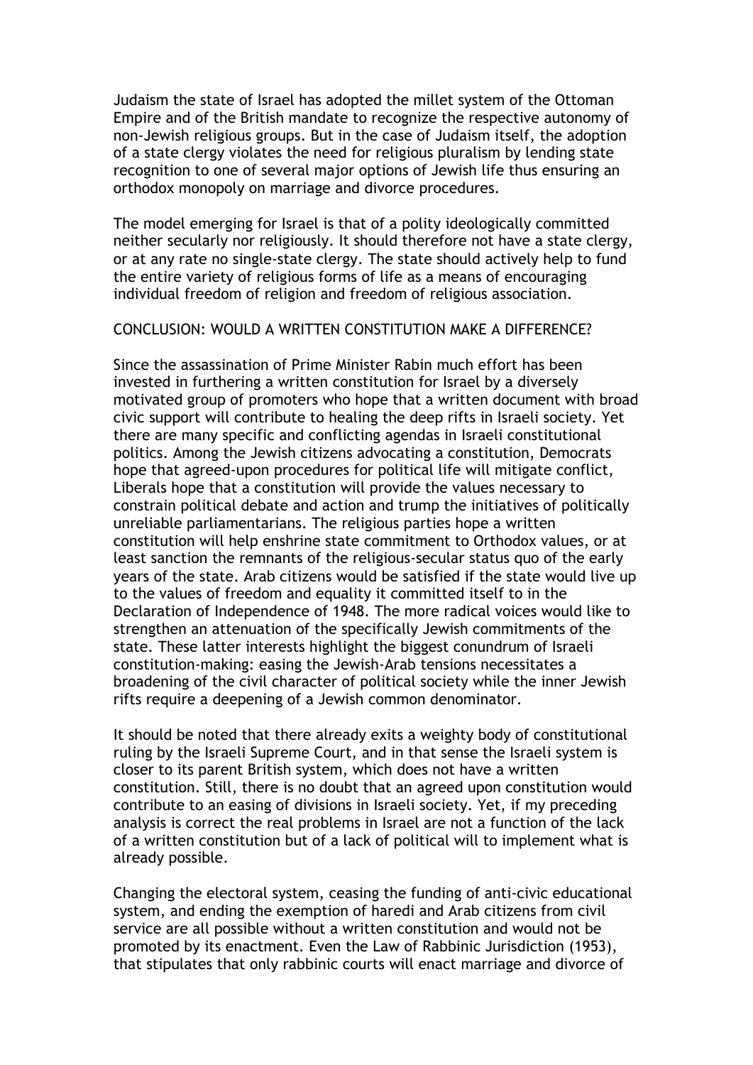Judaism the state of Israel has adopted the millet system of the Ottoman Empire and of the British mandate to recognize the respective autonomy of non-Jewish religious groups. But in the case of Judaism itself, the adoption of a state clergy violates the need for religious pluralism by lending state recognition to one of several major options of Jewish life thus ensuring an orthodox monopoly on marriage and divorce procedures.

The model emerging for Israel is that of a polity ideologically committed neither secularly nor religiously. It should therefore not have a state clergy, or at any rate no single-state clergy. The state should actively help to fund the entire variety of religious forms of life as a means of encouraging individual freedom of religion and freedom of religious association.

## CONCLUSION: WOULD A WRITTEN CONSTITUTION MAKE A DIFFERENCE?

Since the assassination of Prime Minister Rabin much effort has been invested in furthering a written constitution for Israel by a diversely motivated group of promoters who hope that a written document with broad civic support will contribute to healing the deep rifts in Israeli society. Yet there are many specific and conflicting agendas in Israeli constitutional politics. Among the Jewish citizens advocating a constitution, Democrats hope that agreed-upon procedures for political life will mitigate conflict, Liberals hope that a constitution will provide the values necessary to constrain political debate and action and trump the initiatives of politically unreliable parliamentarians. The religious parties hope a written constitution will help enshrine state commitment to Orthodox values, or at least sanction the remnants of the religious-secular status quo of the early years of the state. Arab citizens would be satisfied if the state would live up to the values of freedom and equality it committed itself to in the Declaration of Independence of 1948. The more radical voices would like to strengthen an attenuation of the specifically Jewish commitments of the state. These latter interests highlight the biggest conundrum of Israeli constitution-making: easing the Jewish-Arab tensions necessitates a broadening of the civil character of political society while the inner Jewish rifts require a deepening of a Jewish common denominator.

It should be noted that there already exits a weighty body of constitutional ruling by the Israeli Supreme Court, and in that sense the Israeli system is closer to its parent British system, which does not have a written constitution. Still, there is no doubt that an agreed upon constitution would contribute to an easing of divisions in Israeli society. Yet, if my preceding analysis is correct the real problems in Israel are not a function of the lack of a written constitution but of a lack of political will to implement what is already possible.

Changing the electoral system, ceasing the funding of anti-civic educational system, and ending the exemption of haredi and Arab citizens from civil service are all possible without a written constitution and would not be promoted by its enactment. Even the Law of Rabbinic Jurisdiction (1953), that stipulates that only rabbinic courts will enact marriage and divorce of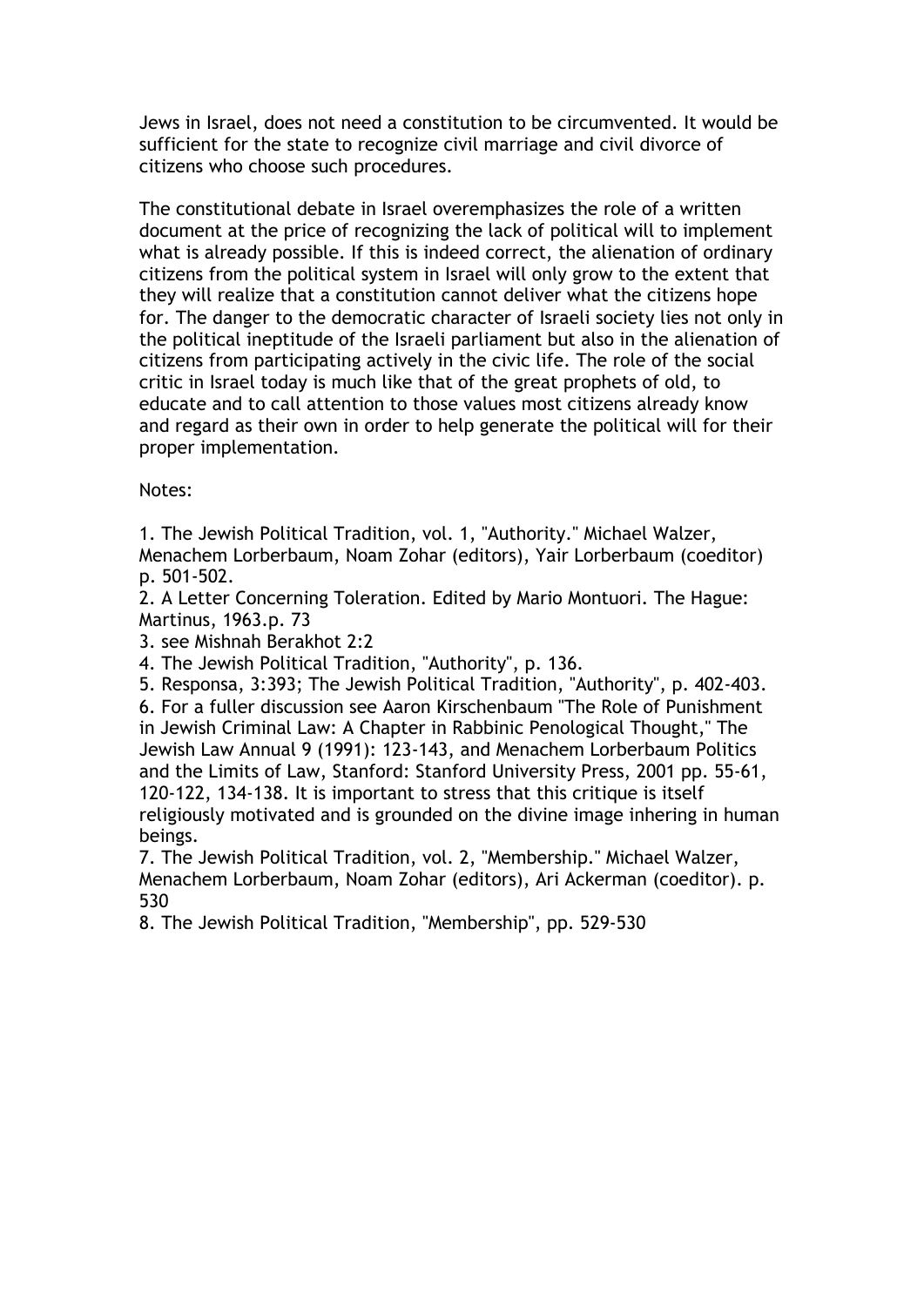Jews in Israel, does not need a constitution to be circumvented. It would be sufficient for the state to recognize civil marriage and civil divorce of citizens who choose such procedures.

The constitutional debate in Israel overemphasizes the role of a written document at the price of recognizing the lack of political will to implement what is already possible. If this is indeed correct, the alienation of ordinary citizens from the political system in Israel will only grow to the extent that they will realize that a constitution cannot deliver what the citizens hope for. The danger to the democratic character of Israeli society lies not only in the political ineptitude of the Israeli parliament but also in the alienation of citizens from participating actively in the civic life. The role of the social critic in Israel today is much like that of the great prophets of old, to educate and to call attention to those values most citizens already know and regard as their own in order to help generate the political will for their proper implementation.

Notes:

1. The Jewish Political Tradition, vol. 1, "Authority." Michael Walzer, Menachem Lorberbaum, Noam Zohar (editors), Yair Lorberbaum (coeditor) p. 501-502.
2. A Letter Concerning Toleration. Edited by Mario Montuori. The Hague: Martinus, 1963.p. 73
3. see Mishnah Berakhot 2:2
4. The Jewish Political Tradition, "Authority", p. 136.
5. Responsa, 3:393; The Jewish Political Tradition, "Authority", p. 402-403.
6. For a fuller discussion see Aaron Kirschenbaum "The Role of Punishment in Jewish Criminal Law: A Chapter in Rabbinic Penological Thought," The Jewish Law Annual 9 (1991): 123-143, and Menachem Lorberbaum Politics and the Limits of Law, Stanford: Stanford University Press, 2001 pp. 55-61, 120-122, 134-138. It is important to stress that this critique is itself religiously motivated and is grounded on the divine image inhering in human beings.
7. The Jewish Political Tradition, vol. 2, "Membership." Michael Walzer, Menachem Lorberbaum, Noam Zohar (editors), Ari Ackerman (coeditor). p. 530
8. The Jewish Political Tradition, "Membership", pp. 529-530